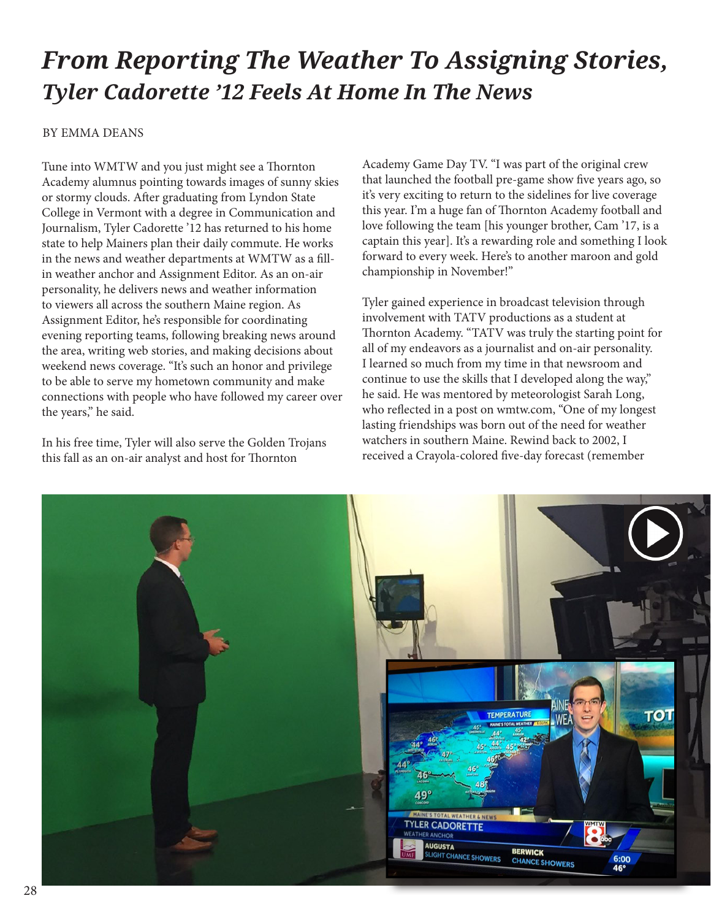# *From Reporting The Weather To Assigning Stories,*
## *Tyler Cadorette '12 Feels At Home In The News*

BY EMMA DEANS

Tune into WMTW and you just might see a Thornton Academy alumnus pointing towards images of sunny skies or stormy clouds. After graduating from Lyndon State College in Vermont with a degree in Communication and Journalism, Tyler Cadorette '12 has returned to his home state to help Mainers plan their daily commute. He works in the news and weather departments at WMTW as a fill-in weather anchor and Assignment Editor. As an on-air personality, he delivers news and weather information to viewers all across the southern Maine region. As Assignment Editor, he's responsible for coordinating evening reporting teams, following breaking news around the area, writing web stories, and making decisions about weekend news coverage. "It's such an honor and privilege to be able to serve my hometown community and make connections with people who have followed my career over the years," he said.

In his free time, Tyler will also serve the Golden Trojans this fall as an on-air analyst and host for Thornton Academy Game Day TV. "I was part of the original crew that launched the football pre-game show five years ago, so it's very exciting to return to the sidelines for live coverage this year. I'm a huge fan of Thornton Academy football and love following the team [his younger brother, Cam '17, is a captain this year]. It's a rewarding role and something I look forward to every week. Here's to another maroon and gold championship in November!"

Tyler gained experience in broadcast television through involvement with TATV productions as a student at Thornton Academy. "TATV was truly the starting point for all of my endeavors as a journalist and on-air personality. I learned so much from my time in that newsroom and continue to use the skills that I developed along the way," he said. He was mentored by meteorologist Sarah Long, who reflected in a post on wmtw.com, "One of my longest lasting friendships was born out of the need for weather watchers in southern Maine. Rewind back to 2002, I received a Crayola-colored five-day forecast (remember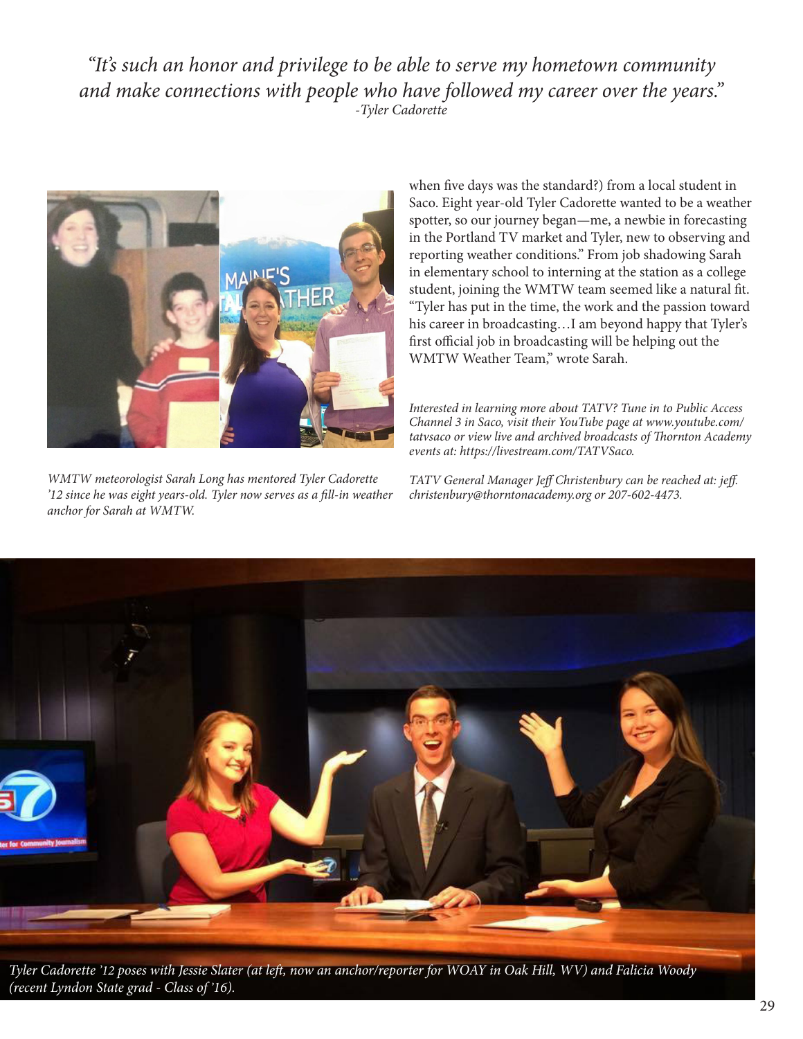*"It's such an honor and privilege to be able to serve my hometown community and make connections with people who have followed my career over the years."*
*-Tyler Cadorette*

*WMTW meteorologist Sarah Long has mentored Tyler Cadorette '12 since he was eight years-old. Tyler now serves as a fill-in weather anchor for Sarah at WMTW.*

when five days was the standard?) from a local student in Saco. Eight year-old Tyler Cadorette wanted to be a weather spotter, so our journey began—me, a newbie in forecasting in the Portland TV market and Tyler, new to observing and reporting weather conditions." From job shadowing Sarah in elementary school to interning at the station as a college student, joining the WMTW team seemed like a natural fit. "Tyler has put in the time, the work and the passion toward his career in broadcasting…I am beyond happy that Tyler's first official job in broadcasting will be helping out the WMTW Weather Team," wrote Sarah.

*Interested in learning more about TATV? Tune in to Public Access Channel 3 in Saco, visit their YouTube page at www.youtube.com/tatvsaco or view live and archived broadcasts of Thornton Academy events at: https://livestream.com/TATVSaco.*

*TATV General Manager Jeff Christenbury can be reached at: jeff.christenbury@thorntonacademy.org or 207-602-4473.*

*Tyler Cadorette '12 poses with Jessie Slater (at left, now an anchor/reporter for WOAY in Oak Hill, WV) and Falicia Woody (recent Lyndon State grad - Class of '16).*